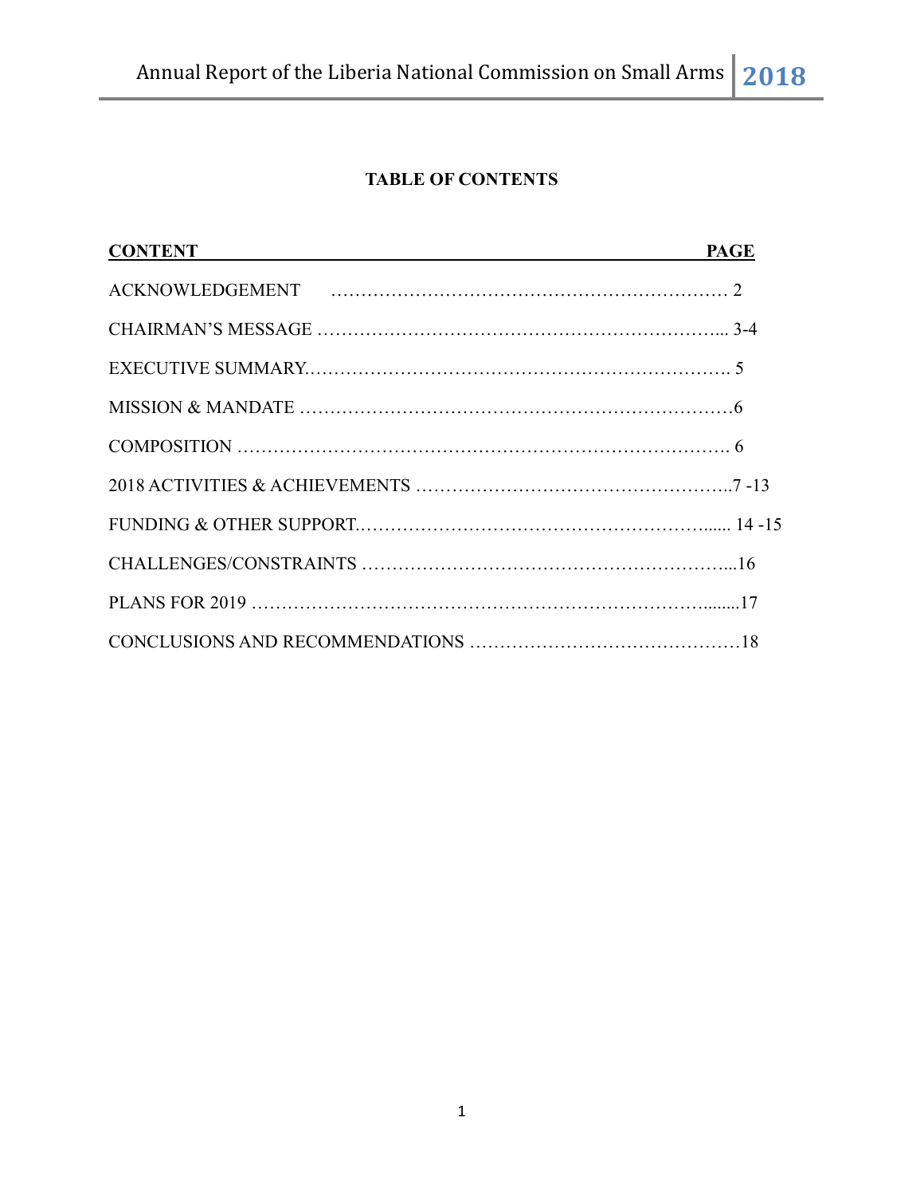# TABLE OF CONTENTS

| CONTENT | PAGE |
| --- | --- |
| ACKNOWLEDGEMENT | 2 |
| CHAIRMAN'S MESSAGE | 3-4 |
| EXECUTIVE SUMMARY | 5 |
| MISSION & MANDATE | 6 |
| COMPOSITION | 6 |
| 2018 ACTIVITIES & ACHIEVEMENTS | 7 -13 |
| FUNDING & OTHER SUPPORT | 14 -15 |
| CHALLENGES/CONSTRAINTS | 16 |
| PLANS FOR 2019 | 17 |
| CONCLUSIONS AND RECOMMENDATIONS | 18 |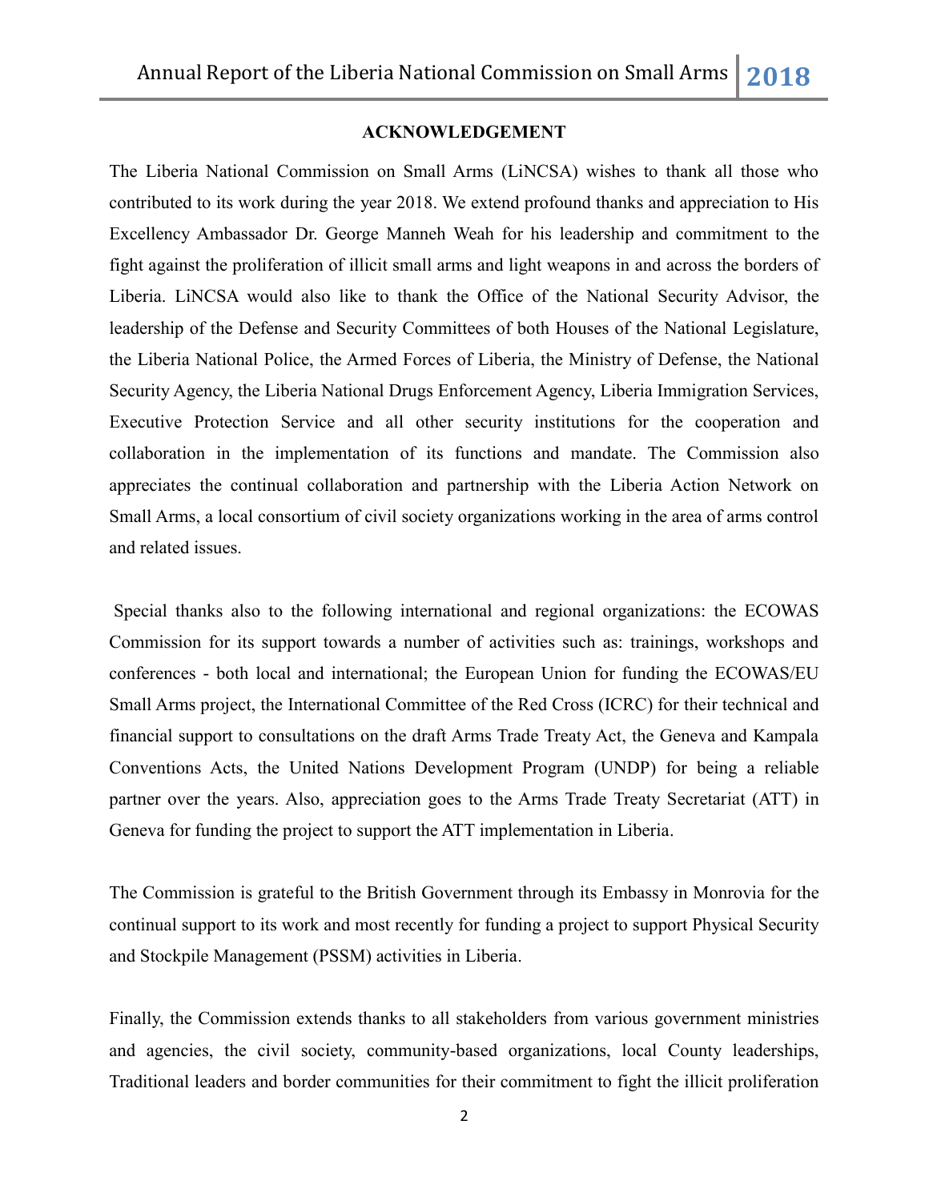## ACKNOWLEDGEMENT

The Liberia National Commission on Small Arms (LiNCSA) wishes to thank all those who contributed to its work during the year 2018. We extend profound thanks and appreciation to His Excellency Ambassador Dr. George Manneh Weah for his leadership and commitment to the fight against the proliferation of illicit small arms and light weapons in and across the borders of Liberia. LiNCSA would also like to thank the Office of the National Security Advisor, the leadership of the Defense and Security Committees of both Houses of the National Legislature, the Liberia National Police, the Armed Forces of Liberia, the Ministry of Defense, the National Security Agency, the Liberia National Drugs Enforcement Agency, Liberia Immigration Services, Executive Protection Service and all other security institutions for the cooperation and collaboration in the implementation of its functions and mandate. The Commission also appreciates the continual collaboration and partnership with the Liberia Action Network on Small Arms, a local consortium of civil society organizations working in the area of arms control and related issues.

Special thanks also to the following international and regional organizations: the ECOWAS Commission for its support towards a number of activities such as: trainings, workshops and conferences - both local and international; the European Union for funding the ECOWAS/EU Small Arms project, the International Committee of the Red Cross (ICRC) for their technical and financial support to consultations on the draft Arms Trade Treaty Act, the Geneva and Kampala Conventions Acts, the United Nations Development Program (UNDP) for being a reliable partner over the years. Also, appreciation goes to the Arms Trade Treaty Secretariat (ATT) in Geneva for funding the project to support the ATT implementation in Liberia.

The Commission is grateful to the British Government through its Embassy in Monrovia for the continual support to its work and most recently for funding a project to support Physical Security and Stockpile Management (PSSM) activities in Liberia.

Finally, the Commission extends thanks to all stakeholders from various government ministries and agencies, the civil society, community-based organizations, local County leaderships, Traditional leaders and border communities for their commitment to fight the illicit proliferation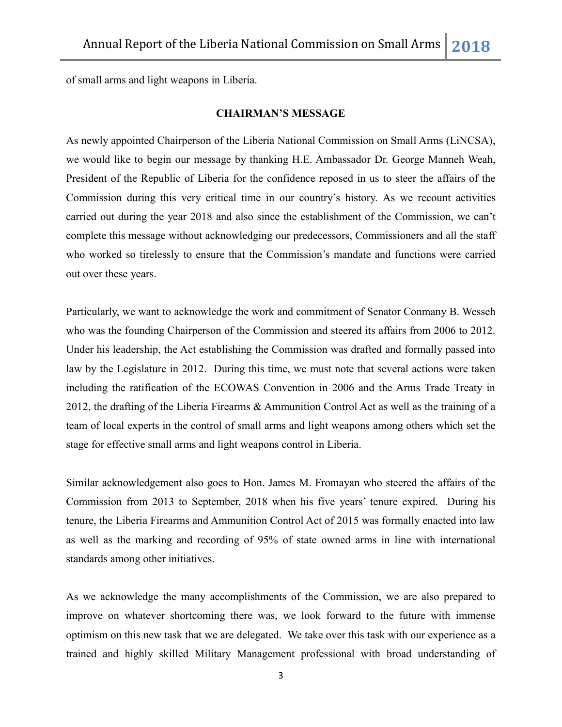of small arms and light weapons in Liberia.

**CHAIRMAN'S MESSAGE**

As newly appointed Chairperson of the Liberia National Commission on Small Arms (LiNCSA), we would like to begin our message by thanking H.E. Ambassador Dr. George Manneh Weah, President of the Republic of Liberia for the confidence reposed in us to steer the affairs of the Commission during this very critical time in our country's history. As we recount activities carried out during the year 2018 and also since the establishment of the Commission, we can't complete this message without acknowledging our predecessors, Commissioners and all the staff who worked so tirelessly to ensure that the Commission's mandate and functions were carried out over these years.

Particularly, we want to acknowledge the work and commitment of Senator Conmany B. Wesseh who was the founding Chairperson of the Commission and steered its affairs from 2006 to 2012. Under his leadership, the Act establishing the Commission was drafted and formally passed into law by the Legislature in 2012. During this time, we must note that several actions were taken including the ratification of the ECOWAS Convention in 2006 and the Arms Trade Treaty in 2012, the drafting of the Liberia Firearms & Ammunition Control Act as well as the training of a team of local experts in the control of small arms and light weapons among others which set the stage for effective small arms and light weapons control in Liberia.

Similar acknowledgement also goes to Hon. James M. Fromayan who steered the affairs of the Commission from 2013 to September, 2018 when his five years' tenure expired. During his tenure, the Liberia Firearms and Ammunition Control Act of 2015 was formally enacted into law as well as the marking and recording of 95% of state owned arms in line with international standards among other initiatives.

As we acknowledge the many accomplishments of the Commission, we are also prepared to improve on whatever shortcoming there was, we look forward to the future with immense optimism on this new task that we are delegated. We take over this task with our experience as a trained and highly skilled Military Management professional with broad understanding of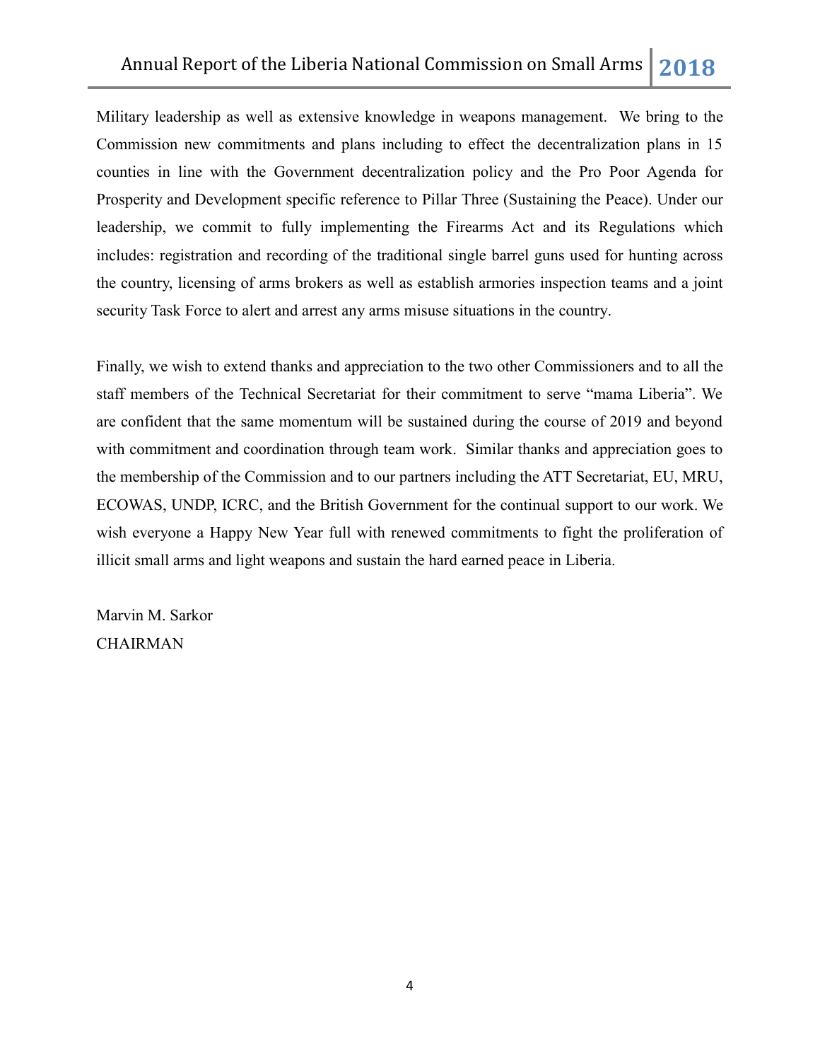Military leadership as well as extensive knowledge in weapons management. We bring to the Commission new commitments and plans including to effect the decentralization plans in 15 counties in line with the Government decentralization policy and the Pro Poor Agenda for Prosperity and Development specific reference to Pillar Three (Sustaining the Peace). Under our leadership, we commit to fully implementing the Firearms Act and its Regulations which includes: registration and recording of the traditional single barrel guns used for hunting across the country, licensing of arms brokers as well as establish armories inspection teams and a joint security Task Force to alert and arrest any arms misuse situations in the country.

Finally, we wish to extend thanks and appreciation to the two other Commissioners and to all the staff members of the Technical Secretariat for their commitment to serve "mama Liberia". We are confident that the same momentum will be sustained during the course of 2019 and beyond with commitment and coordination through team work. Similar thanks and appreciation goes to the membership of the Commission and to our partners including the ATT Secretariat, EU, MRU, ECOWAS, UNDP, ICRC, and the British Government for the continual support to our work. We wish everyone a Happy New Year full with renewed commitments to fight the proliferation of illicit small arms and light weapons and sustain the hard earned peace in Liberia.

Marvin M. Sarkor
CHAIRMAN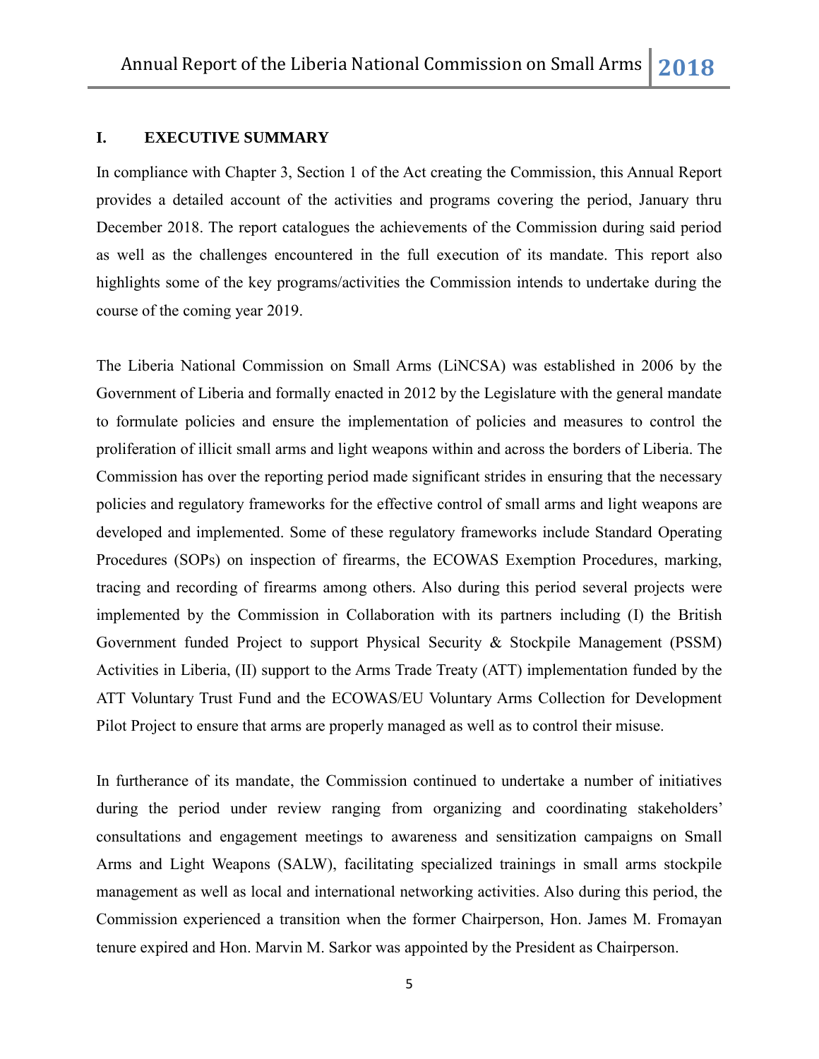## I. EXECUTIVE SUMMARY

In compliance with Chapter 3, Section 1 of the Act creating the Commission, this Annual Report provides a detailed account of the activities and programs covering the period, January thru December 2018. The report catalogues the achievements of the Commission during said period as well as the challenges encountered in the full execution of its mandate. This report also highlights some of the key programs/activities the Commission intends to undertake during the course of the coming year 2019.

The Liberia National Commission on Small Arms (LiNCSA) was established in 2006 by the Government of Liberia and formally enacted in 2012 by the Legislature with the general mandate to formulate policies and ensure the implementation of policies and measures to control the proliferation of illicit small arms and light weapons within and across the borders of Liberia. The Commission has over the reporting period made significant strides in ensuring that the necessary policies and regulatory frameworks for the effective control of small arms and light weapons are developed and implemented. Some of these regulatory frameworks include Standard Operating Procedures (SOPs) on inspection of firearms, the ECOWAS Exemption Procedures, marking, tracing and recording of firearms among others. Also during this period several projects were implemented by the Commission in Collaboration with its partners including (I) the British Government funded Project to support Physical Security & Stockpile Management (PSSM) Activities in Liberia, (II) support to the Arms Trade Treaty (ATT) implementation funded by the ATT Voluntary Trust Fund and the ECOWAS/EU Voluntary Arms Collection for Development Pilot Project to ensure that arms are properly managed as well as to control their misuse.

In furtherance of its mandate, the Commission continued to undertake a number of initiatives during the period under review ranging from organizing and coordinating stakeholders' consultations and engagement meetings to awareness and sensitization campaigns on Small Arms and Light Weapons (SALW), facilitating specialized trainings in small arms stockpile management as well as local and international networking activities. Also during this period, the Commission experienced a transition when the former Chairperson, Hon. James M. Fromayan tenure expired and Hon. Marvin M. Sarkor was appointed by the President as Chairperson.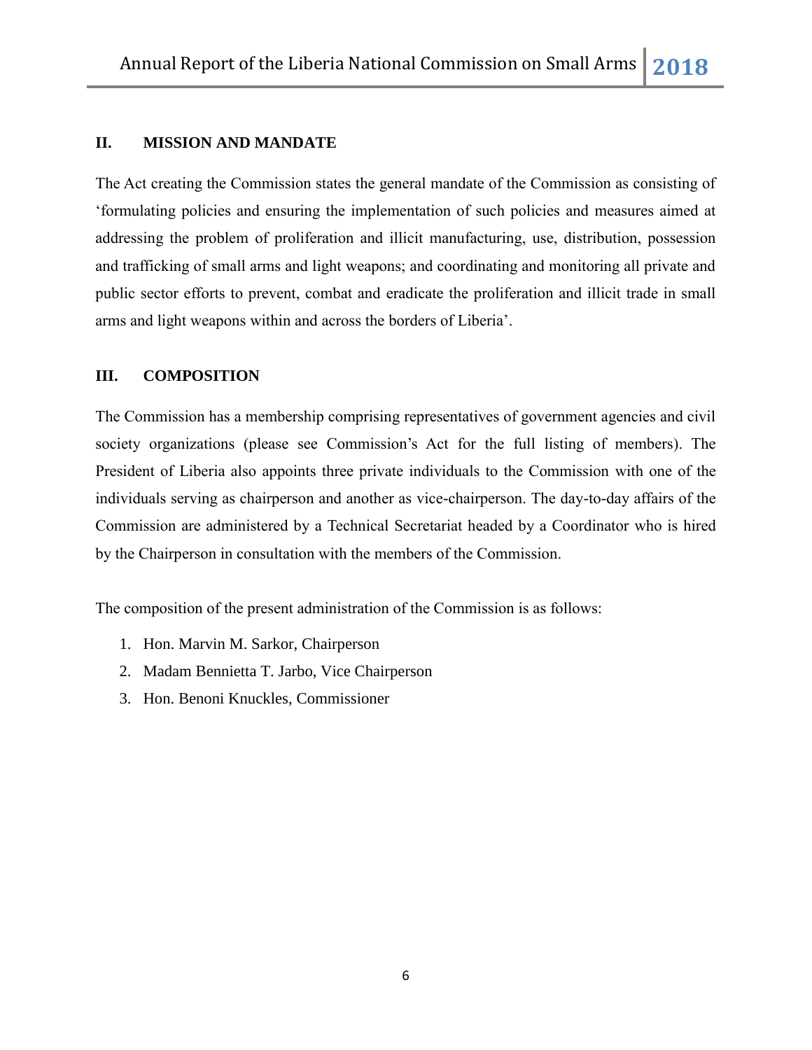## II. MISSION AND MANDATE

The Act creating the Commission states the general mandate of the Commission as consisting of 'formulating policies and ensuring the implementation of such policies and measures aimed at addressing the problem of proliferation and illicit manufacturing, use, distribution, possession and trafficking of small arms and light weapons; and coordinating and monitoring all private and public sector efforts to prevent, combat and eradicate the proliferation and illicit trade in small arms and light weapons within and across the borders of Liberia'.

## III. COMPOSITION

The Commission has a membership comprising representatives of government agencies and civil society organizations (please see Commission's Act for the full listing of members). The President of Liberia also appoints three private individuals to the Commission with one of the individuals serving as chairperson and another as vice-chairperson. The day-to-day affairs of the Commission are administered by a Technical Secretariat headed by a Coordinator who is hired by the Chairperson in consultation with the members of the Commission.

The composition of the present administration of the Commission is as follows:

1. Hon. Marvin M. Sarkor, Chairperson
2. Madam Bennietta T. Jarbo, Vice Chairperson
3. Hon. Benoni Knuckles, Commissioner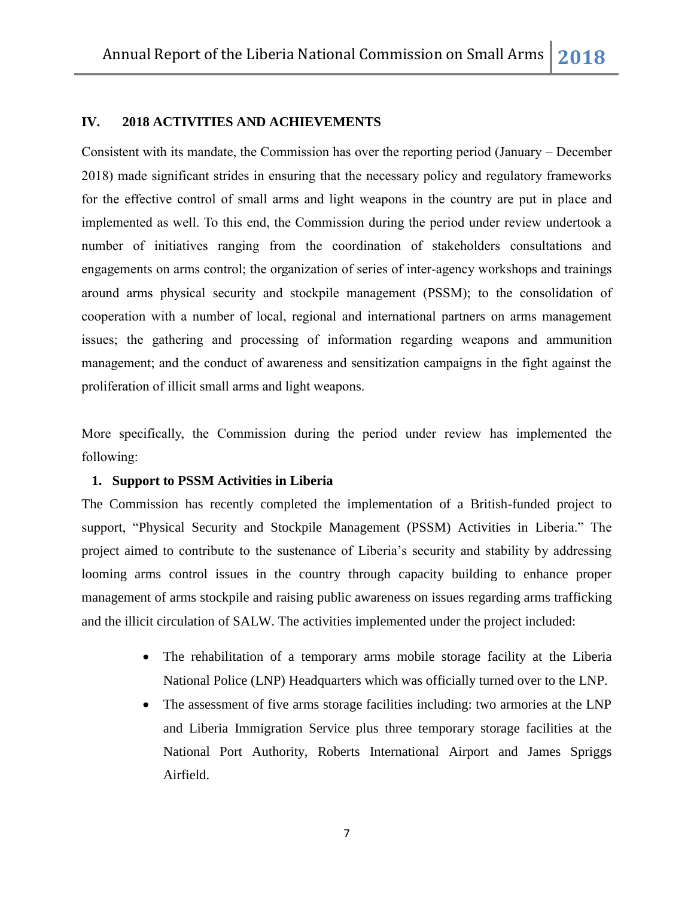## IV. 2018 ACTIVITIES AND ACHIEVEMENTS

Consistent with its mandate, the Commission has over the reporting period (January – December 2018) made significant strides in ensuring that the necessary policy and regulatory frameworks for the effective control of small arms and light weapons in the country are put in place and implemented as well. To this end, the Commission during the period under review undertook a number of initiatives ranging from the coordination of stakeholders consultations and engagements on arms control; the organization of series of inter-agency workshops and trainings around arms physical security and stockpile management (PSSM); to the consolidation of cooperation with a number of local, regional and international partners on arms management issues; the gathering and processing of information regarding weapons and ammunition management; and the conduct of awareness and sensitization campaigns in the fight against the proliferation of illicit small arms and light weapons.

More specifically, the Commission during the period under review has implemented the following:

### 1. Support to PSSM Activities in Liberia

The Commission has recently completed the implementation of a British-funded project to support, "Physical Security and Stockpile Management (PSSM) Activities in Liberia." The project aimed to contribute to the sustenance of Liberia's security and stability by addressing looming arms control issues in the country through capacity building to enhance proper management of arms stockpile and raising public awareness on issues regarding arms trafficking and the illicit circulation of SALW. The activities implemented under the project included:

- The rehabilitation of a temporary arms mobile storage facility at the Liberia National Police (LNP) Headquarters which was officially turned over to the LNP.
- The assessment of five arms storage facilities including: two armories at the LNP and Liberia Immigration Service plus three temporary storage facilities at the National Port Authority, Roberts International Airport and James Spriggs Airfield.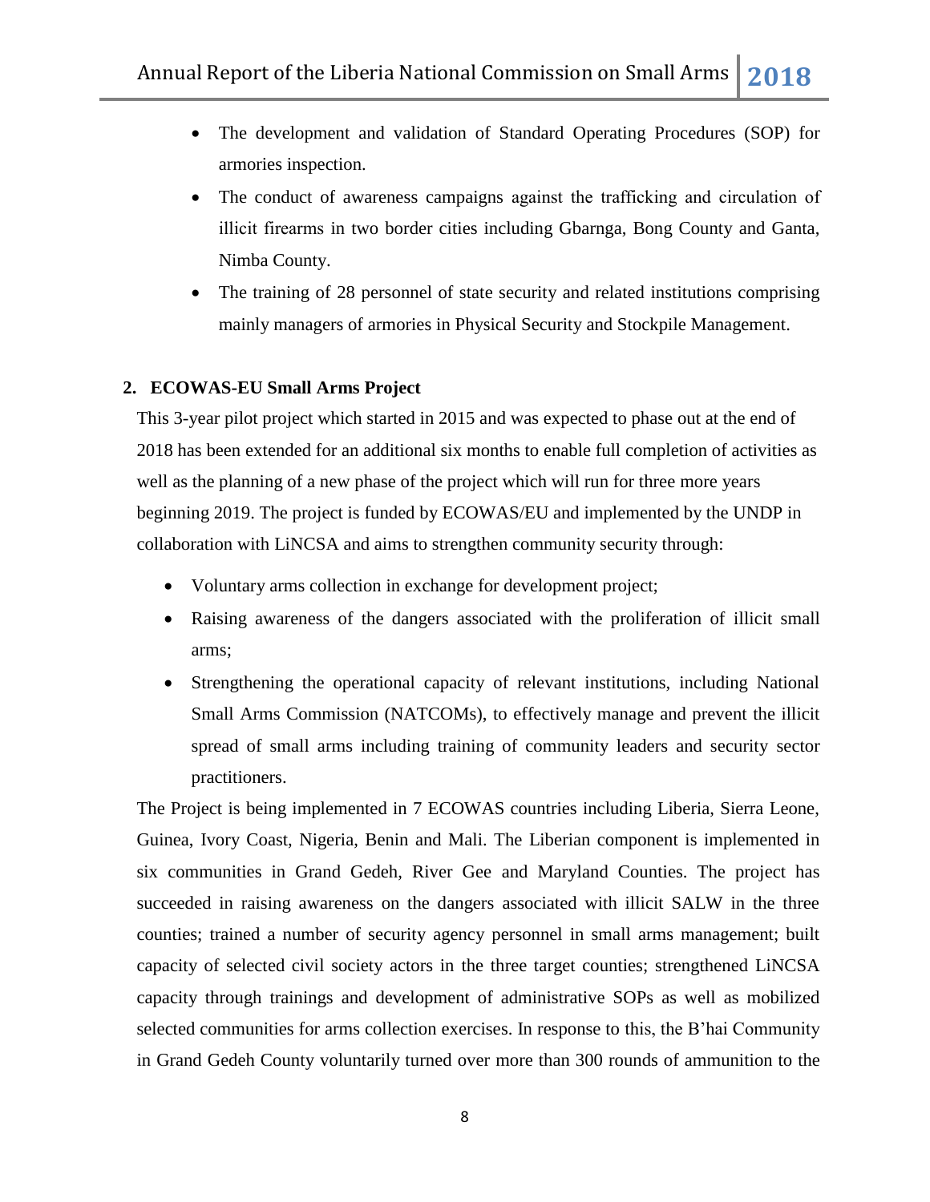- The development and validation of Standard Operating Procedures (SOP) for armories inspection.
- The conduct of awareness campaigns against the trafficking and circulation of illicit firearms in two border cities including Gbarnga, Bong County and Ganta, Nimba County.
- The training of 28 personnel of state security and related institutions comprising mainly managers of armories in Physical Security and Stockpile Management.

**2. ECOWAS-EU Small Arms Project**

This 3-year pilot project which started in 2015 and was expected to phase out at the end of 2018 has been extended for an additional six months to enable full completion of activities as well as the planning of a new phase of the project which will run for three more years beginning 2019. The project is funded by ECOWAS/EU and implemented by the UNDP in collaboration with LiNCSA and aims to strengthen community security through:

- Voluntary arms collection in exchange for development project;
- Raising awareness of the dangers associated with the proliferation of illicit small arms;
- Strengthening the operational capacity of relevant institutions, including National Small Arms Commission (NATCOMs), to effectively manage and prevent the illicit spread of small arms including training of community leaders and security sector practitioners.

The Project is being implemented in 7 ECOWAS countries including Liberia, Sierra Leone, Guinea, Ivory Coast, Nigeria, Benin and Mali. The Liberian component is implemented in six communities in Grand Gedeh, River Gee and Maryland Counties. The project has succeeded in raising awareness on the dangers associated with illicit SALW in the three counties; trained a number of security agency personnel in small arms management; built capacity of selected civil society actors in the three target counties; strengthened LiNCSA capacity through trainings and development of administrative SOPs as well as mobilized selected communities for arms collection exercises. In response to this, the B'hai Community in Grand Gedeh County voluntarily turned over more than 300 rounds of ammunition to the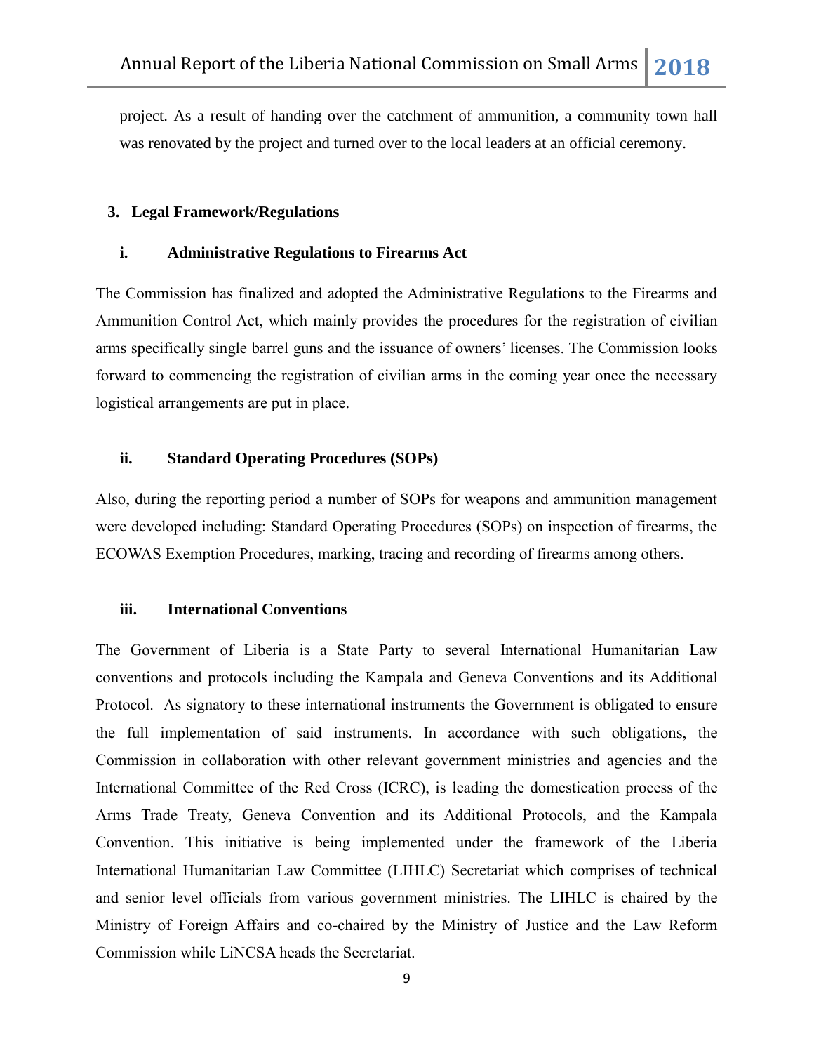project. As a result of handing over the catchment of ammunition, a community town hall was renovated by the project and turned over to the local leaders at an official ceremony.

## 3. Legal Framework/Regulations

### i. Administrative Regulations to Firearms Act

The Commission has finalized and adopted the Administrative Regulations to the Firearms and Ammunition Control Act, which mainly provides the procedures for the registration of civilian arms specifically single barrel guns and the issuance of owners' licenses. The Commission looks forward to commencing the registration of civilian arms in the coming year once the necessary logistical arrangements are put in place.

### ii. Standard Operating Procedures (SOPs)

Also, during the reporting period a number of SOPs for weapons and ammunition management were developed including: Standard Operating Procedures (SOPs) on inspection of firearms, the ECOWAS Exemption Procedures, marking, tracing and recording of firearms among others.

### iii. International Conventions

The Government of Liberia is a State Party to several International Humanitarian Law conventions and protocols including the Kampala and Geneva Conventions and its Additional Protocol. As signatory to these international instruments the Government is obligated to ensure the full implementation of said instruments. In accordance with such obligations, the Commission in collaboration with other relevant government ministries and agencies and the International Committee of the Red Cross (ICRC), is leading the domestication process of the Arms Trade Treaty, Geneva Convention and its Additional Protocols, and the Kampala Convention. This initiative is being implemented under the framework of the Liberia International Humanitarian Law Committee (LIHLC) Secretariat which comprises of technical and senior level officials from various government ministries. The LIHLC is chaired by the Ministry of Foreign Affairs and co-chaired by the Ministry of Justice and the Law Reform Commission while LiNCSA heads the Secretariat.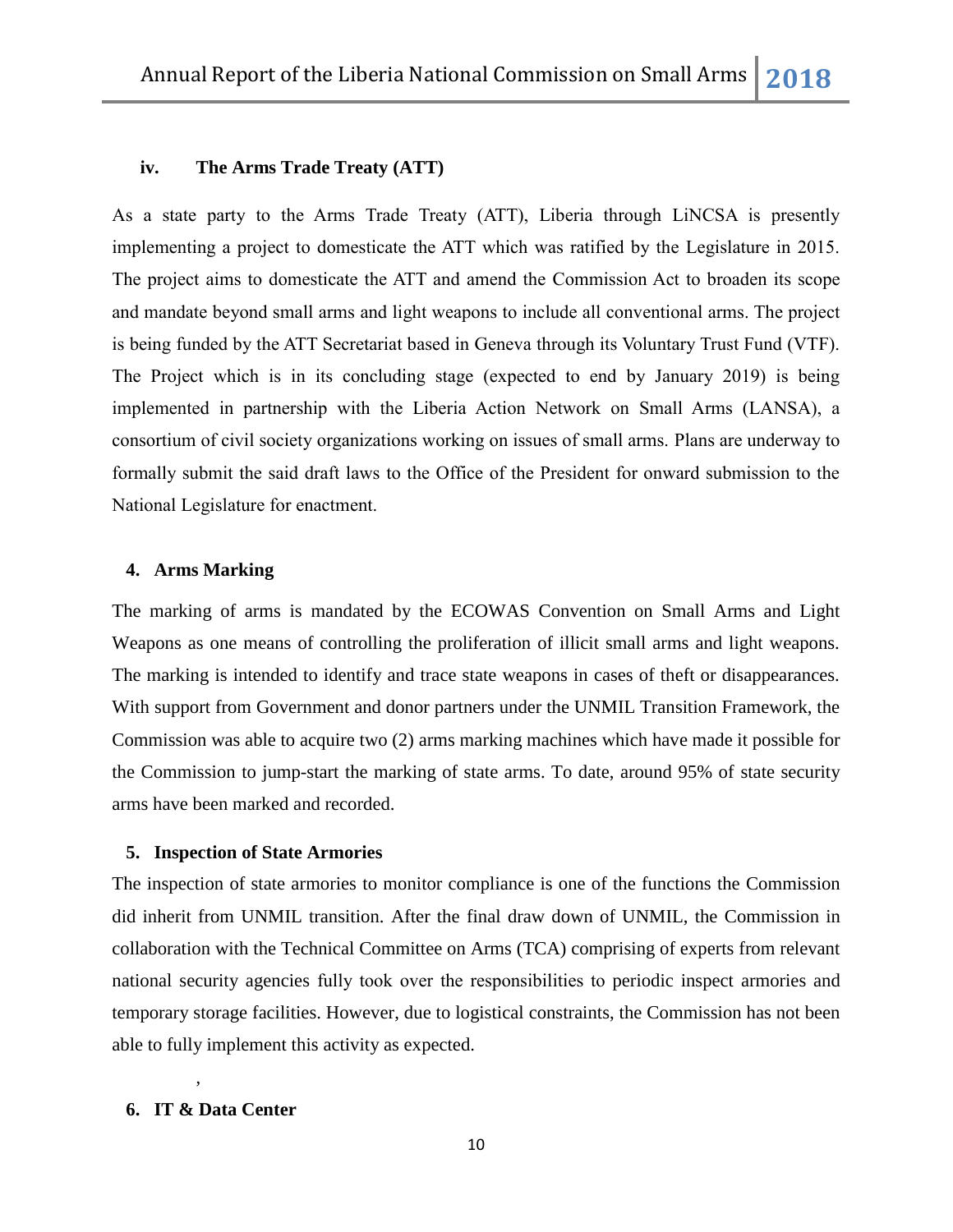#### iv. The Arms Trade Treaty (ATT)

As a state party to the Arms Trade Treaty (ATT), Liberia through LiNCSA is presently implementing a project to domesticate the ATT which was ratified by the Legislature in 2015. The project aims to domesticate the ATT and amend the Commission Act to broaden its scope and mandate beyond small arms and light weapons to include all conventional arms. The project is being funded by the ATT Secretariat based in Geneva through its Voluntary Trust Fund (VTF). The Project which is in its concluding stage (expected to end by January 2019) is being implemented in partnership with the Liberia Action Network on Small Arms (LANSA), a consortium of civil society organizations working on issues of small arms. Plans are underway to formally submit the said draft laws to the Office of the President for onward submission to the National Legislature for enactment.

### 4. Arms Marking

The marking of arms is mandated by the ECOWAS Convention on Small Arms and Light Weapons as one means of controlling the proliferation of illicit small arms and light weapons. The marking is intended to identify and trace state weapons in cases of theft or disappearances. With support from Government and donor partners under the UNMIL Transition Framework, the Commission was able to acquire two (2) arms marking machines which have made it possible for the Commission to jump-start the marking of state arms. To date, around 95% of state security arms have been marked and recorded.

### 5. Inspection of State Armories

The inspection of state armories to monitor compliance is one of the functions the Commission did inherit from UNMIL transition. After the final draw down of UNMIL, the Commission in collaboration with the Technical Committee on Arms (TCA) comprising of experts from relevant national security agencies fully took over the responsibilities to periodic inspect armories and temporary storage facilities. However, due to logistical constraints, the Commission has not been able to fully implement this activity as expected.

### 6. IT & Data Center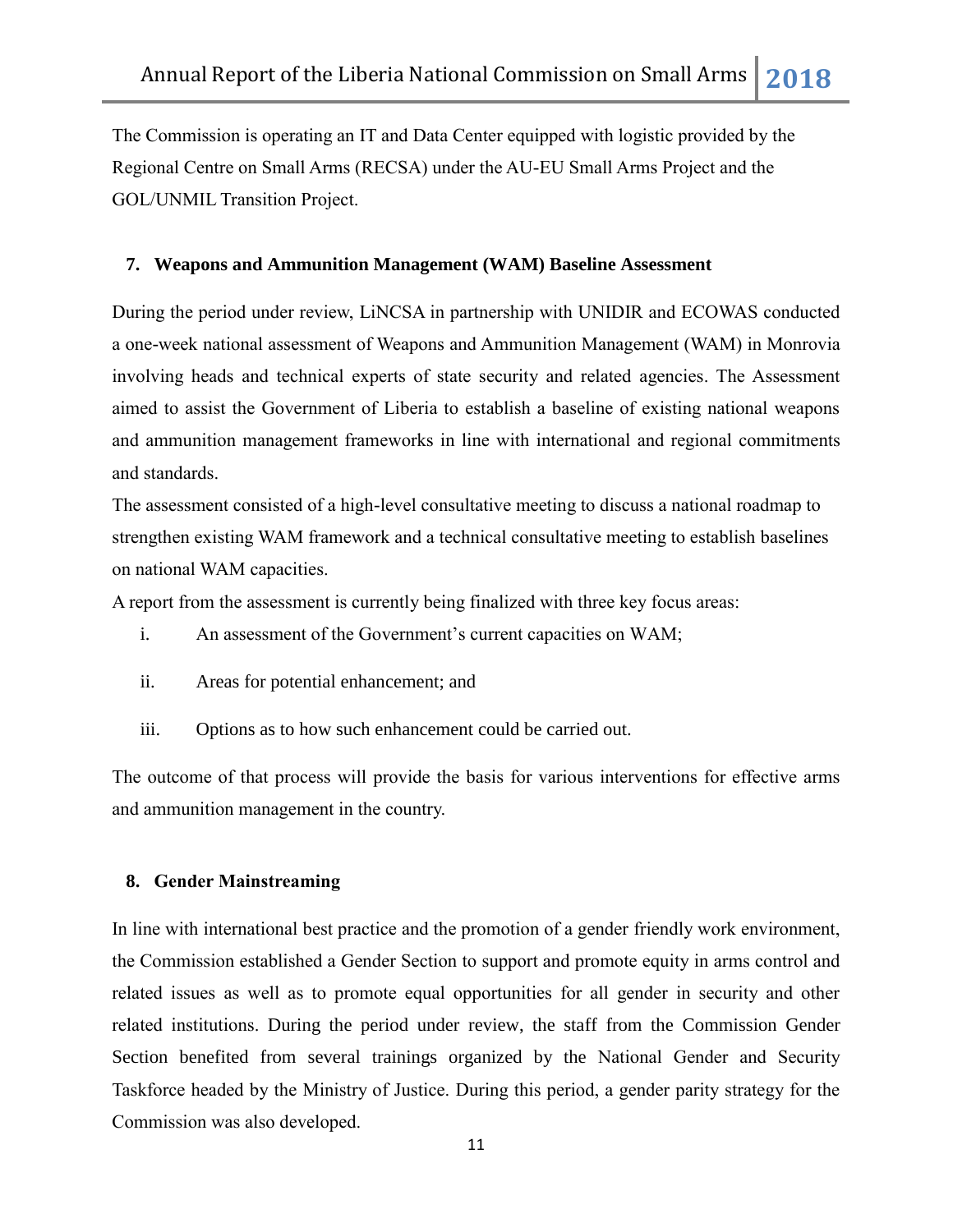The Commission is operating an IT and Data Center equipped with logistic provided by the Regional Centre on Small Arms (RECSA) under the AU-EU Small Arms Project and the GOL/UNMIL Transition Project.

## 7. Weapons and Ammunition Management (WAM) Baseline Assessment

During the period under review, LiNCSA in partnership with UNIDIR and ECOWAS conducted a one-week national assessment of Weapons and Ammunition Management (WAM) in Monrovia involving heads and technical experts of state security and related agencies. The Assessment aimed to assist the Government of Liberia to establish a baseline of existing national weapons and ammunition management frameworks in line with international and regional commitments and standards.

The assessment consisted of a high-level consultative meeting to discuss a national roadmap to strengthen existing WAM framework and a technical consultative meeting to establish baselines on national WAM capacities.

A report from the assessment is currently being finalized with three key focus areas:

i. An assessment of the Government's current capacities on WAM;

ii. Areas for potential enhancement; and

iii. Options as to how such enhancement could be carried out.

The outcome of that process will provide the basis for various interventions for effective arms and ammunition management in the country.

## 8. Gender Mainstreaming

In line with international best practice and the promotion of a gender friendly work environment, the Commission established a Gender Section to support and promote equity in arms control and related issues as well as to promote equal opportunities for all gender in security and other related institutions. During the period under review, the staff from the Commission Gender Section benefited from several trainings organized by the National Gender and Security Taskforce headed by the Ministry of Justice. During this period, a gender parity strategy for the Commission was also developed.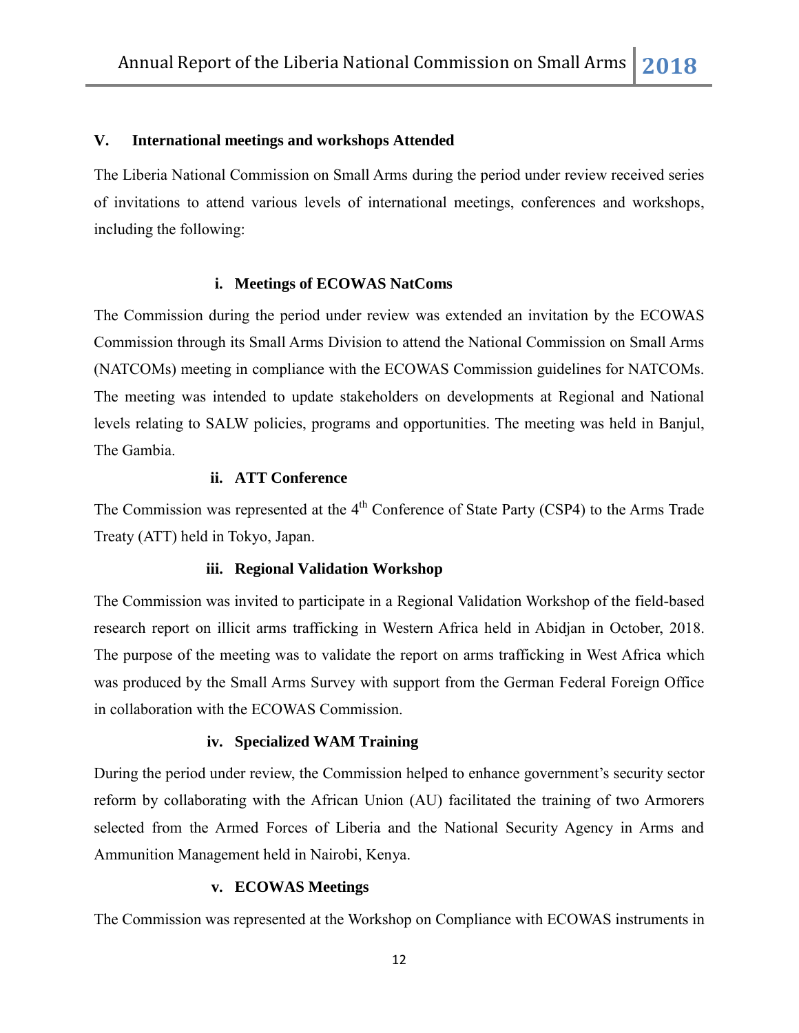## V. International meetings and workshops Attended

The Liberia National Commission on Small Arms during the period under review received series of invitations to attend various levels of international meetings, conferences and workshops, including the following:

### i. Meetings of ECOWAS NatComs

The Commission during the period under review was extended an invitation by the ECOWAS Commission through its Small Arms Division to attend the National Commission on Small Arms (NATCOMs) meeting in compliance with the ECOWAS Commission guidelines for NATCOMs. The meeting was intended to update stakeholders on developments at Regional and National levels relating to SALW policies, programs and opportunities. The meeting was held in Banjul, The Gambia.

### ii. ATT Conference

The Commission was represented at the 4th Conference of State Party (CSP4) to the Arms Trade Treaty (ATT) held in Tokyo, Japan.

### iii. Regional Validation Workshop

The Commission was invited to participate in a Regional Validation Workshop of the field-based research report on illicit arms trafficking in Western Africa held in Abidjan in October, 2018. The purpose of the meeting was to validate the report on arms trafficking in West Africa which was produced by the Small Arms Survey with support from the German Federal Foreign Office in collaboration with the ECOWAS Commission.

### iv. Specialized WAM Training

During the period under review, the Commission helped to enhance government's security sector reform by collaborating with the African Union (AU) facilitated the training of two Armorers selected from the Armed Forces of Liberia and the National Security Agency in Arms and Ammunition Management held in Nairobi, Kenya.

### v. ECOWAS Meetings

The Commission was represented at the Workshop on Compliance with ECOWAS instruments in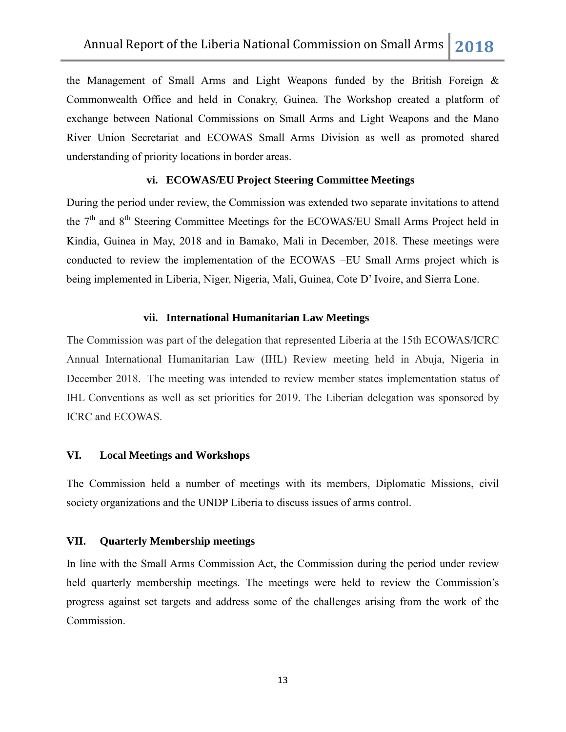the Management of Small Arms and Light Weapons funded by the British Foreign & Commonwealth Office and held in Conakry, Guinea. The Workshop created a platform of exchange between National Commissions on Small Arms and Light Weapons and the Mano River Union Secretariat and ECOWAS Small Arms Division as well as promoted shared understanding of priority locations in border areas.

### vi. ECOWAS/EU Project Steering Committee Meetings

During the period under review, the Commission was extended two separate invitations to attend the 7th and 8th Steering Committee Meetings for the ECOWAS/EU Small Arms Project held in Kindia, Guinea in May, 2018 and in Bamako, Mali in December, 2018. These meetings were conducted to review the implementation of the ECOWAS –EU Small Arms project which is being implemented in Liberia, Niger, Nigeria, Mali, Guinea, Cote D' Ivoire, and Sierra Lone.

### vii. International Humanitarian Law Meetings

The Commission was part of the delegation that represented Liberia at the 15th ECOWAS/ICRC Annual International Humanitarian Law (IHL) Review meeting held in Abuja, Nigeria in December 2018. The meeting was intended to review member states implementation status of IHL Conventions as well as set priorities for 2019. The Liberian delegation was sponsored by ICRC and ECOWAS.

## VI. Local Meetings and Workshops

The Commission held a number of meetings with its members, Diplomatic Missions, civil society organizations and the UNDP Liberia to discuss issues of arms control.

## VII. Quarterly Membership meetings

In line with the Small Arms Commission Act, the Commission during the period under review held quarterly membership meetings. The meetings were held to review the Commission's progress against set targets and address some of the challenges arising from the work of the Commission.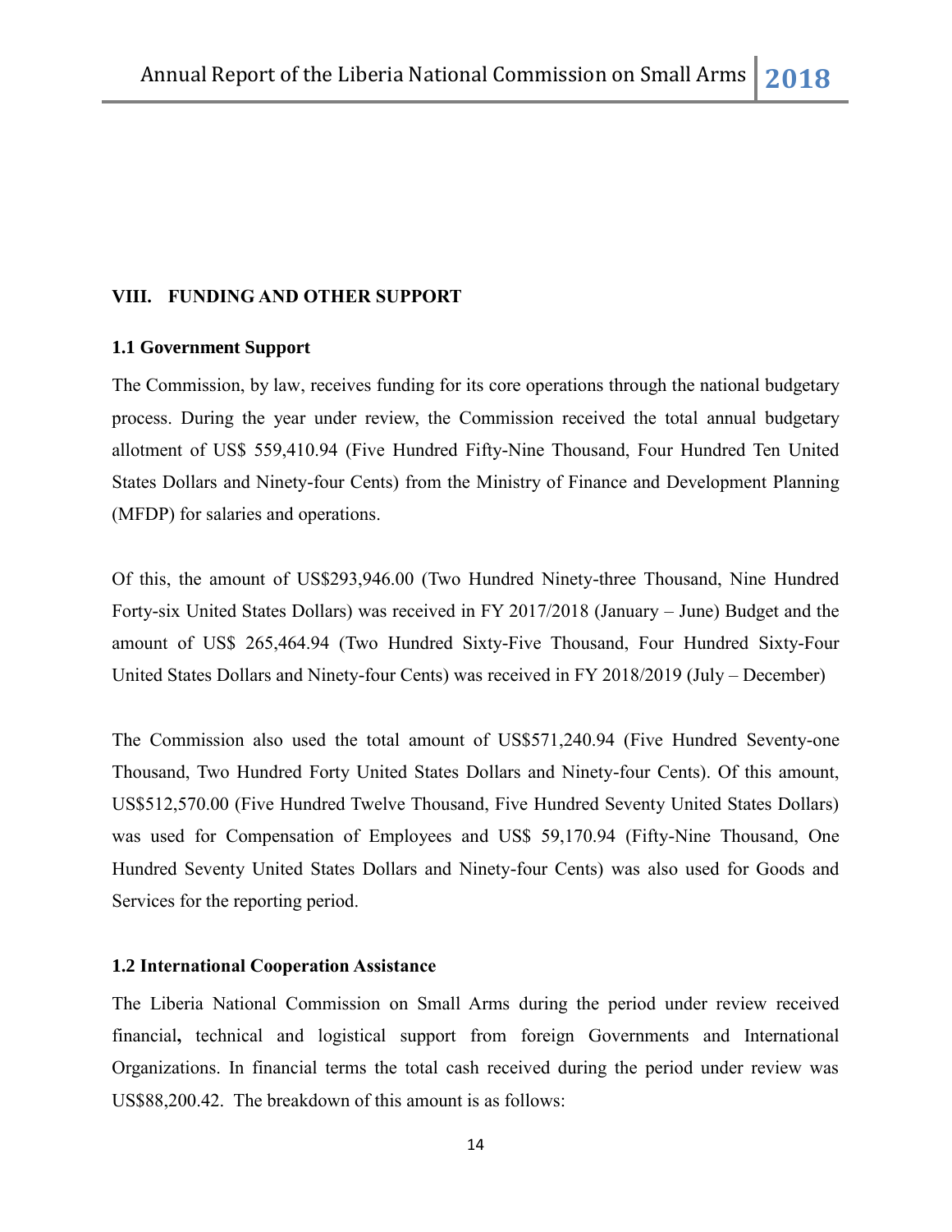## VIII. FUNDING AND OTHER SUPPORT

### 1.1 Government Support

The Commission, by law, receives funding for its core operations through the national budgetary process. During the year under review, the Commission received the total annual budgetary allotment of US$ 559,410.94 (Five Hundred Fifty-Nine Thousand, Four Hundred Ten United States Dollars and Ninety-four Cents) from the Ministry of Finance and Development Planning (MFDP) for salaries and operations.

Of this, the amount of US$293,946.00 (Two Hundred Ninety-three Thousand, Nine Hundred Forty-six United States Dollars) was received in FY 2017/2018 (January – June) Budget and the amount of US$ 265,464.94 (Two Hundred Sixty-Five Thousand, Four Hundred Sixty-Four United States Dollars and Ninety-four Cents) was received in FY 2018/2019 (July – December)

The Commission also used the total amount of US$571,240.94 (Five Hundred Seventy-one Thousand, Two Hundred Forty United States Dollars and Ninety-four Cents). Of this amount, US$512,570.00 (Five Hundred Twelve Thousand, Five Hundred Seventy United States Dollars) was used for Compensation of Employees and US$ 59,170.94 (Fifty-Nine Thousand, One Hundred Seventy United States Dollars and Ninety-four Cents) was also used for Goods and Services for the reporting period.

### 1.2 International Cooperation Assistance

The Liberia National Commission on Small Arms during the period under review received financial**,** technical and logistical support from foreign Governments and International Organizations. In financial terms the total cash received during the period under review was US$88,200.42. The breakdown of this amount is as follows: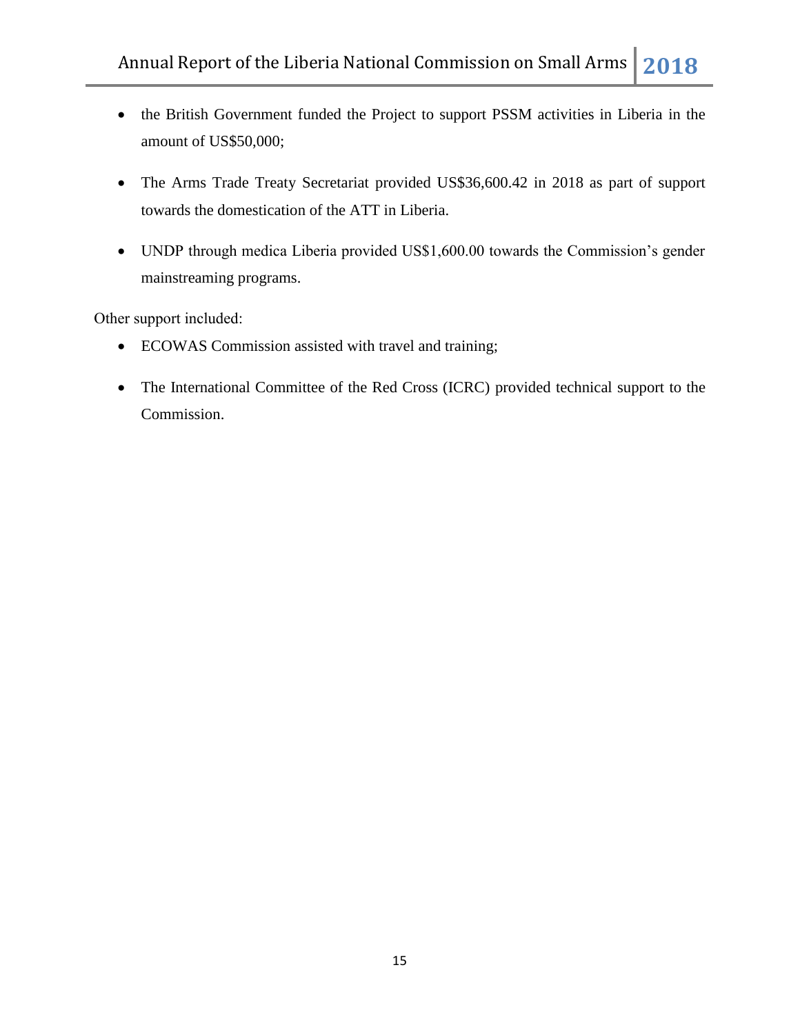- the British Government funded the Project to support PSSM activities in Liberia in the amount of US$50,000;

- The Arms Trade Treaty Secretariat provided US$36,600.42 in 2018 as part of support towards the domestication of the ATT in Liberia.

- UNDP through medica Liberia provided US$1,600.00 towards the Commission's gender mainstreaming programs.

Other support included:

- ECOWAS Commission assisted with travel and training;

- The International Committee of the Red Cross (ICRC) provided technical support to the Commission.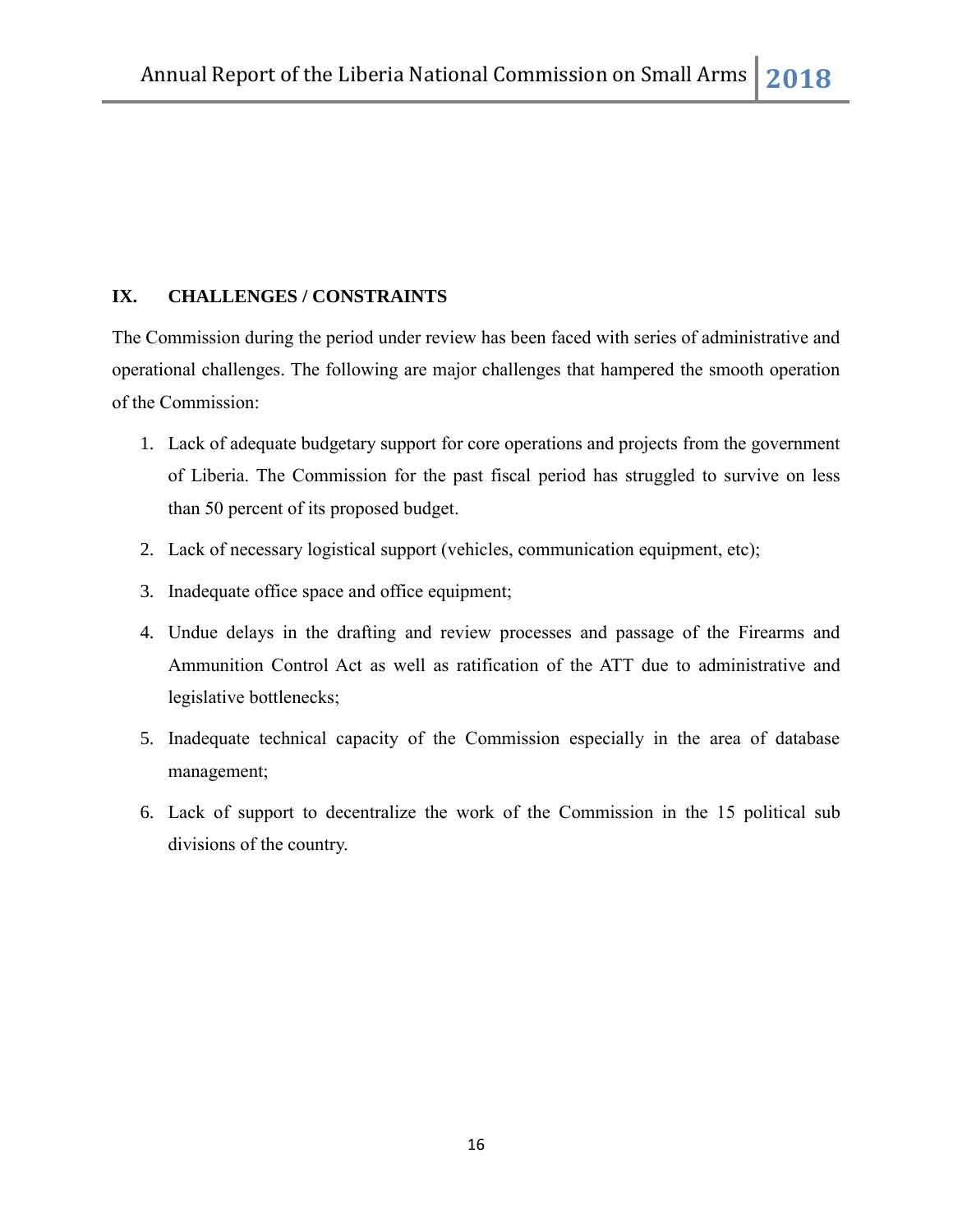## IX. CHALLENGES / CONSTRAINTS

The Commission during the period under review has been faced with series of administrative and operational challenges. The following are major challenges that hampered the smooth operation of the Commission:

1. Lack of adequate budgetary support for core operations and projects from the government of Liberia. The Commission for the past fiscal period has struggled to survive on less than 50 percent of its proposed budget.
2. Lack of necessary logistical support (vehicles, communication equipment, etc);
3. Inadequate office space and office equipment;
4. Undue delays in the drafting and review processes and passage of the Firearms and Ammunition Control Act as well as ratification of the ATT due to administrative and legislative bottlenecks;
5. Inadequate technical capacity of the Commission especially in the area of database management;
6. Lack of support to decentralize the work of the Commission in the 15 political sub divisions of the country.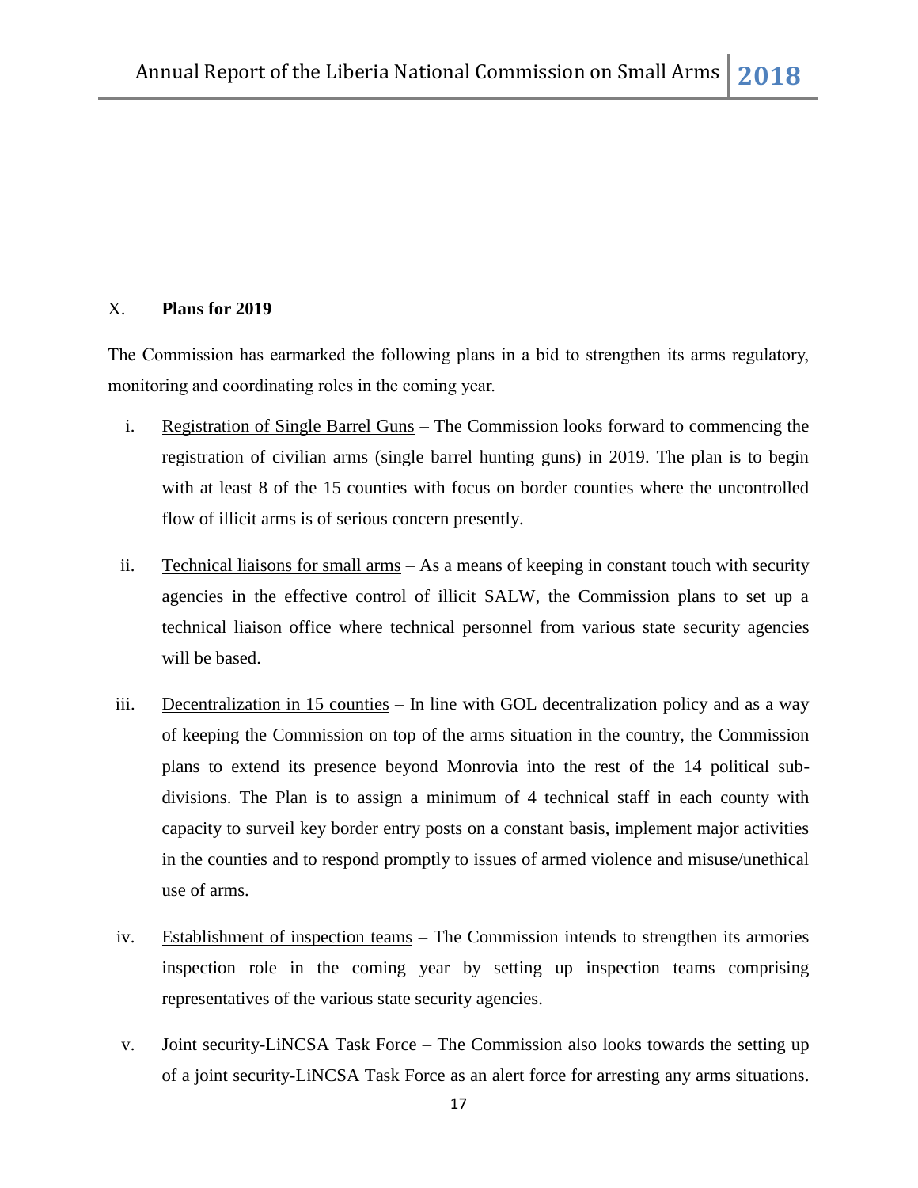## X. Plans for 2019

The Commission has earmarked the following plans in a bid to strengthen its arms regulatory, monitoring and coordinating roles in the coming year.

i. Registration of Single Barrel Guns – The Commission looks forward to commencing the registration of civilian arms (single barrel hunting guns) in 2019. The plan is to begin with at least 8 of the 15 counties with focus on border counties where the uncontrolled flow of illicit arms is of serious concern presently.

ii. Technical liaisons for small arms – As a means of keeping in constant touch with security agencies in the effective control of illicit SALW, the Commission plans to set up a technical liaison office where technical personnel from various state security agencies will be based.

iii. Decentralization in 15 counties – In line with GOL decentralization policy and as a way of keeping the Commission on top of the arms situation in the country, the Commission plans to extend its presence beyond Monrovia into the rest of the 14 political sub-divisions. The Plan is to assign a minimum of 4 technical staff in each county with capacity to surveil key border entry posts on a constant basis, implement major activities in the counties and to respond promptly to issues of armed violence and misuse/unethical use of arms.

iv. Establishment of inspection teams – The Commission intends to strengthen its armories inspection role in the coming year by setting up inspection teams comprising representatives of the various state security agencies.

v. Joint security-LiNCSA Task Force – The Commission also looks towards the setting up of a joint security-LiNCSA Task Force as an alert force for arresting any arms situations.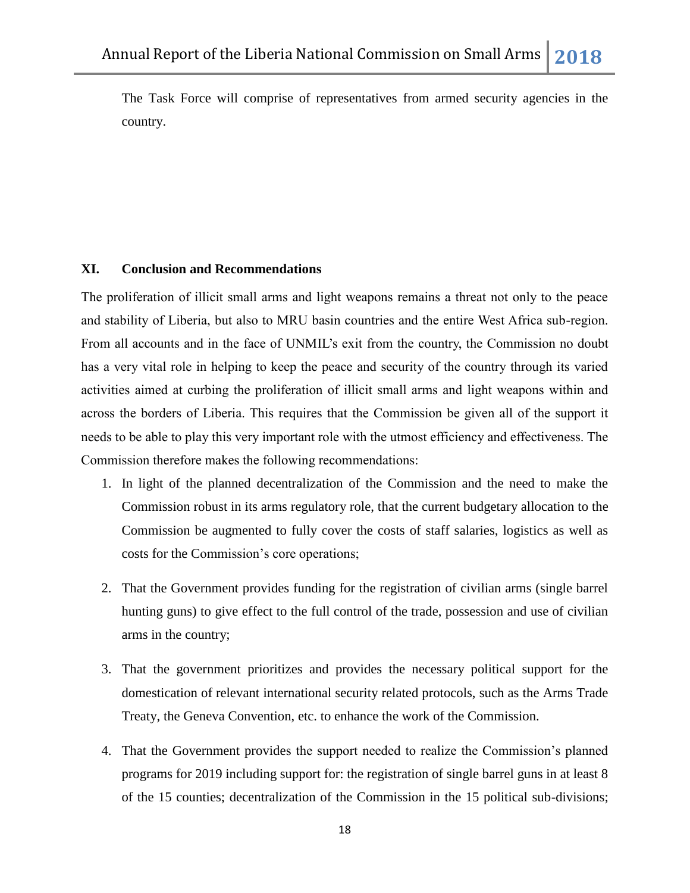The Task Force will comprise of representatives from armed security agencies in the country.

## XI. Conclusion and Recommendations

The proliferation of illicit small arms and light weapons remains a threat not only to the peace and stability of Liberia, but also to MRU basin countries and the entire West Africa sub-region. From all accounts and in the face of UNMIL's exit from the country, the Commission no doubt has a very vital role in helping to keep the peace and security of the country through its varied activities aimed at curbing the proliferation of illicit small arms and light weapons within and across the borders of Liberia. This requires that the Commission be given all of the support it needs to be able to play this very important role with the utmost efficiency and effectiveness. The Commission therefore makes the following recommendations:

1. In light of the planned decentralization of the Commission and the need to make the Commission robust in its arms regulatory role, that the current budgetary allocation to the Commission be augmented to fully cover the costs of staff salaries, logistics as well as costs for the Commission's core operations;

2. That the Government provides funding for the registration of civilian arms (single barrel hunting guns) to give effect to the full control of the trade, possession and use of civilian arms in the country;

3. That the government prioritizes and provides the necessary political support for the domestication of relevant international security related protocols, such as the Arms Trade Treaty, the Geneva Convention, etc. to enhance the work of the Commission.

4. That the Government provides the support needed to realize the Commission's planned programs for 2019 including support for: the registration of single barrel guns in at least 8 of the 15 counties; decentralization of the Commission in the 15 political sub-divisions;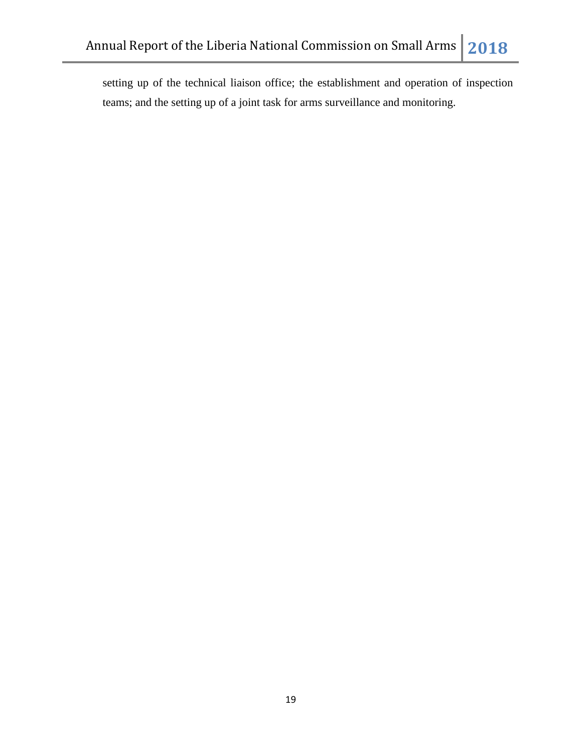setting up of the technical liaison office; the establishment and operation of inspection teams; and the setting up of a joint task for arms surveillance and monitoring.